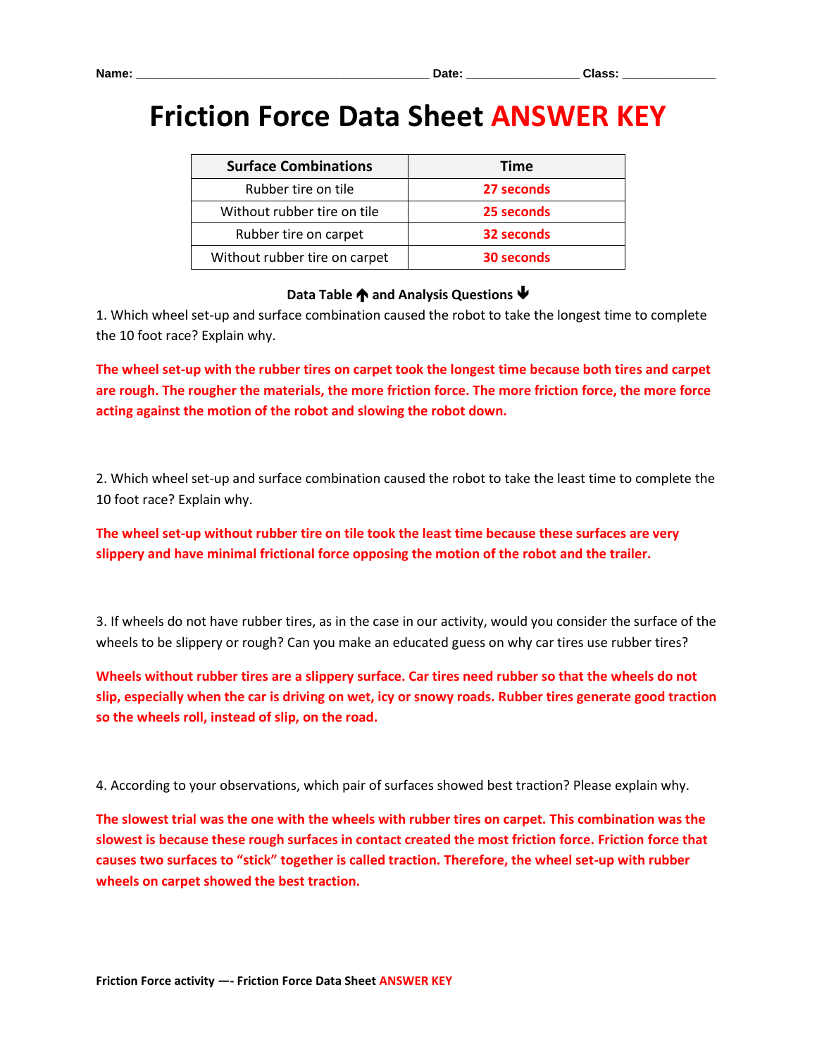Name: ___________________________________________ Date: ________________ Class: ______________

# Friction Force Data Sheet ANSWER KEY

| Surface Combinations | Time |
|---|---|
| Rubber tire on tile | 27 seconds |
| Without rubber tire on tile | 25 seconds |
| Rubber tire on carpet | 32 seconds |
| Without rubber tire on carpet | 30 seconds |

**Data Table 🡅 and Analysis Questions 🡇**

1. Which wheel set-up and surface combination caused the robot to take the longest time to complete the 10 foot race? Explain why.

**The wheel set-up with the rubber tires on carpet took the longest time because both tires and carpet are rough. The rougher the materials, the more friction force. The more friction force, the more force acting against the motion of the robot and slowing the robot down.**

2. Which wheel set-up and surface combination caused the robot to take the least time to complete the 10 foot race? Explain why.

**The wheel set-up without rubber tire on tile took the least time because these surfaces are very slippery and have minimal frictional force opposing the motion of the robot and the trailer.**

3. If wheels do not have rubber tires, as in the case in our activity, would you consider the surface of the wheels to be slippery or rough? Can you make an educated guess on why car tires use rubber tires?

**Wheels without rubber tires are a slippery surface. Car tires need rubber so that the wheels do not slip, especially when the car is driving on wet, icy or snowy roads. Rubber tires generate good traction so the wheels roll, instead of slip, on the road.**

4. According to your observations, which pair of surfaces showed best traction? Please explain why.

**The slowest trial was the one with the wheels with rubber tires on carpet. This combination was the slowest is because these rough surfaces in contact created the most friction force. Friction force that causes two surfaces to "stick" together is called traction. Therefore, the wheel set-up with rubber wheels on carpet showed the best traction.**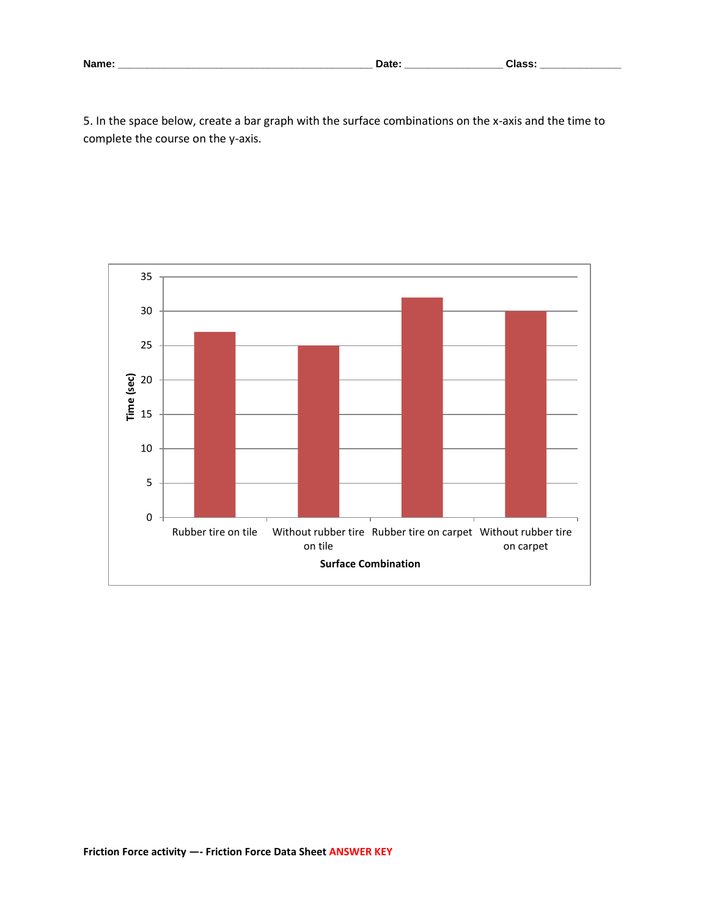Name: ___________________________________________ Date: ________________ Class: ______________

5. In the space below, create a bar graph with the surface combinations on the x-axis and the time to complete the course on the y-axis.

35
30
25
20
15
10
5
0

Time (sec)

Rubber tire on tile
Without rubber tire on tile
Rubber tire on carpet
Without rubber tire on carpet

Surface Combination

**Friction Force activity —- Friction Force Data Sheet ANSWER KEY**